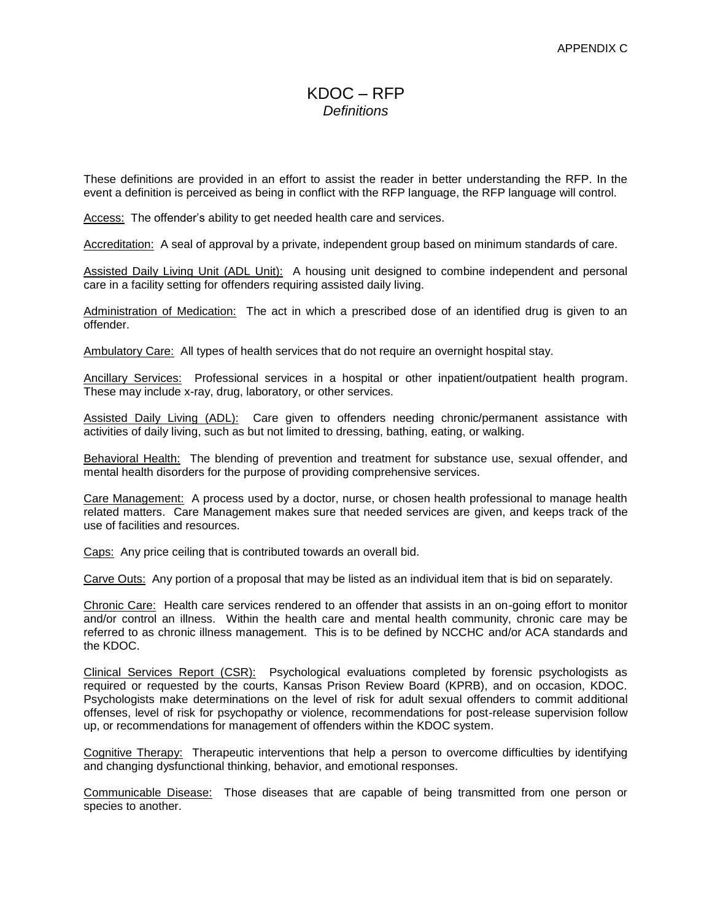APPENDIX C

# KDOC – RFP

*Definitions*

These definitions are provided in an effort to assist the reader in better understanding the RFP. In the event a definition is perceived as being in conflict with the RFP language, the RFP language will control.

Access: The offender's ability to get needed health care and services.

Accreditation: A seal of approval by a private, independent group based on minimum standards of care.

Assisted Daily Living Unit (ADL Unit): A housing unit designed to combine independent and personal care in a facility setting for offenders requiring assisted daily living.

Administration of Medication: The act in which a prescribed dose of an identified drug is given to an offender.

Ambulatory Care: All types of health services that do not require an overnight hospital stay.

Ancillary Services: Professional services in a hospital or other inpatient/outpatient health program. These may include x-ray, drug, laboratory, or other services.

Assisted Daily Living (ADL): Care given to offenders needing chronic/permanent assistance with activities of daily living, such as but not limited to dressing, bathing, eating, or walking.

Behavioral Health: The blending of prevention and treatment for substance use, sexual offender, and mental health disorders for the purpose of providing comprehensive services.

Care Management: A process used by a doctor, nurse, or chosen health professional to manage health related matters. Care Management makes sure that needed services are given, and keeps track of the use of facilities and resources.

Caps: Any price ceiling that is contributed towards an overall bid.

Carve Outs: Any portion of a proposal that may be listed as an individual item that is bid on separately.

Chronic Care: Health care services rendered to an offender that assists in an on-going effort to monitor and/or control an illness. Within the health care and mental health community, chronic care may be referred to as chronic illness management. This is to be defined by NCCHC and/or ACA standards and the KDOC.

Clinical Services Report (CSR): Psychological evaluations completed by forensic psychologists as required or requested by the courts, Kansas Prison Review Board (KPRB), and on occasion, KDOC. Psychologists make determinations on the level of risk for adult sexual offenders to commit additional offenses, level of risk for psychopathy or violence, recommendations for post-release supervision follow up, or recommendations for management of offenders within the KDOC system.

Cognitive Therapy: Therapeutic interventions that help a person to overcome difficulties by identifying and changing dysfunctional thinking, behavior, and emotional responses.

Communicable Disease: Those diseases that are capable of being transmitted from one person or species to another.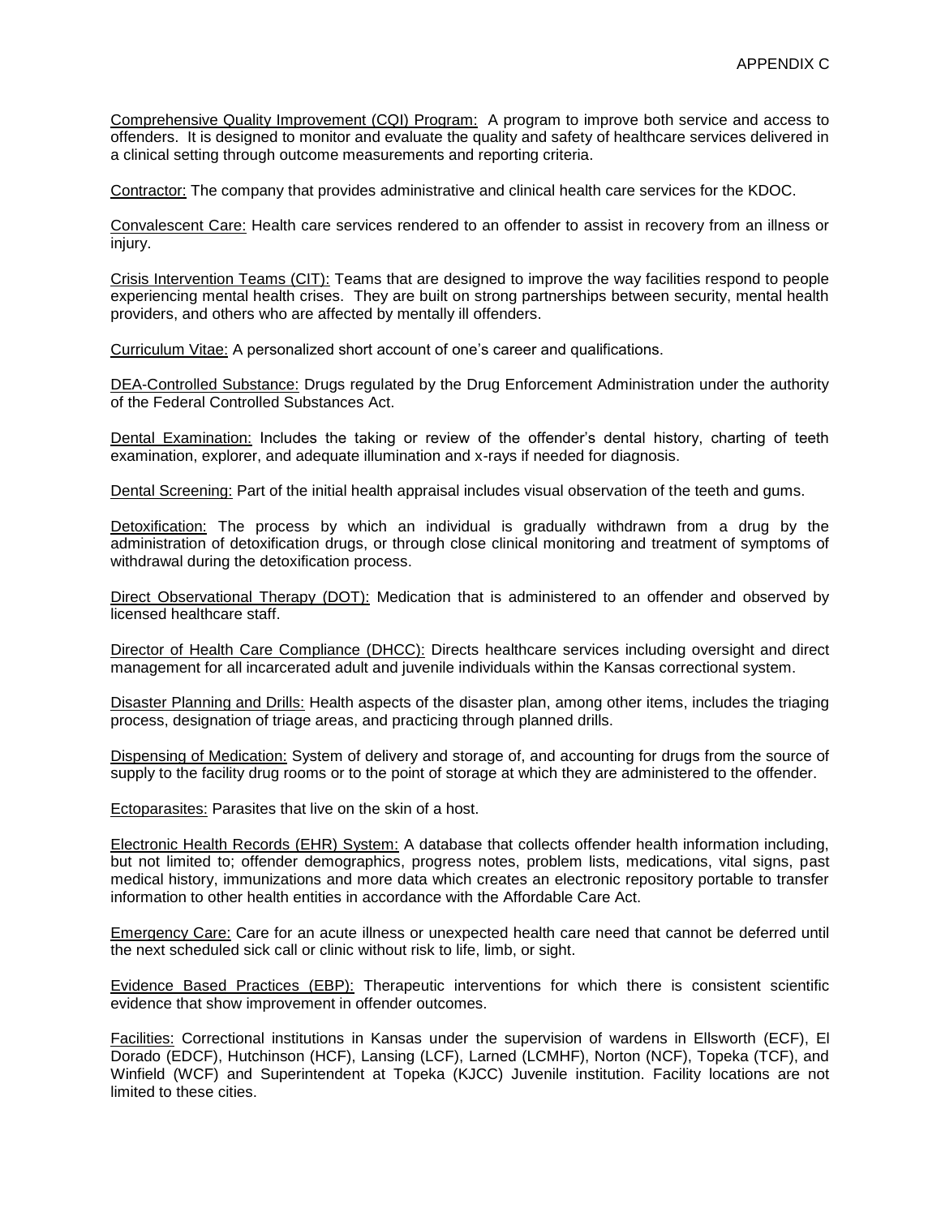Comprehensive Quality Improvement (CQI) Program: A program to improve both service and access to offenders. It is designed to monitor and evaluate the quality and safety of healthcare services delivered in a clinical setting through outcome measurements and reporting criteria.

Contractor: The company that provides administrative and clinical health care services for the KDOC.

Convalescent Care: Health care services rendered to an offender to assist in recovery from an illness or injury.

Crisis Intervention Teams (CIT): Teams that are designed to improve the way facilities respond to people experiencing mental health crises. They are built on strong partnerships between security, mental health providers, and others who are affected by mentally ill offenders.

Curriculum Vitae: A personalized short account of one's career and qualifications.

DEA-Controlled Substance: Drugs regulated by the Drug Enforcement Administration under the authority of the Federal Controlled Substances Act.

Dental Examination: Includes the taking or review of the offender's dental history, charting of teeth examination, explorer, and adequate illumination and x-rays if needed for diagnosis.

Dental Screening: Part of the initial health appraisal includes visual observation of the teeth and gums.

Detoxification: The process by which an individual is gradually withdrawn from a drug by the administration of detoxification drugs, or through close clinical monitoring and treatment of symptoms of withdrawal during the detoxification process.

Direct Observational Therapy (DOT): Medication that is administered to an offender and observed by licensed healthcare staff.

Director of Health Care Compliance (DHCC): Directs healthcare services including oversight and direct management for all incarcerated adult and juvenile individuals within the Kansas correctional system.

Disaster Planning and Drills: Health aspects of the disaster plan, among other items, includes the triaging process, designation of triage areas, and practicing through planned drills.

Dispensing of Medication: System of delivery and storage of, and accounting for drugs from the source of supply to the facility drug rooms or to the point of storage at which they are administered to the offender.

Ectoparasites: Parasites that live on the skin of a host.

Electronic Health Records (EHR) System: A database that collects offender health information including, but not limited to; offender demographics, progress notes, problem lists, medications, vital signs, past medical history, immunizations and more data which creates an electronic repository portable to transfer information to other health entities in accordance with the Affordable Care Act.

Emergency Care: Care for an acute illness or unexpected health care need that cannot be deferred until the next scheduled sick call or clinic without risk to life, limb, or sight.

Evidence Based Practices (EBP): Therapeutic interventions for which there is consistent scientific evidence that show improvement in offender outcomes.

Facilities: Correctional institutions in Kansas under the supervision of wardens in Ellsworth (ECF), El Dorado (EDCF), Hutchinson (HCF), Lansing (LCF), Larned (LCMHF), Norton (NCF), Topeka (TCF), and Winfield (WCF) and Superintendent at Topeka (KJCC) Juvenile institution. Facility locations are not limited to these cities.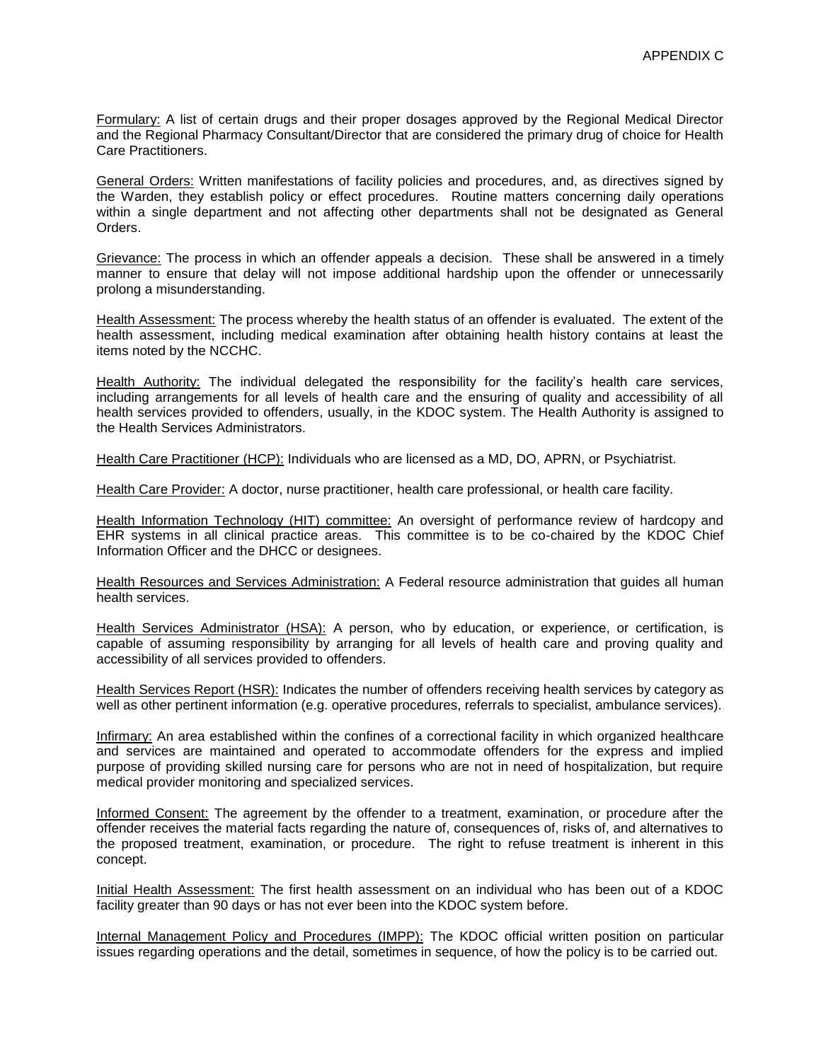Formulary: A list of certain drugs and their proper dosages approved by the Regional Medical Director and the Regional Pharmacy Consultant/Director that are considered the primary drug of choice for Health Care Practitioners.

General Orders: Written manifestations of facility policies and procedures, and, as directives signed by the Warden, they establish policy or effect procedures. Routine matters concerning daily operations within a single department and not affecting other departments shall not be designated as General Orders.

Grievance: The process in which an offender appeals a decision. These shall be answered in a timely manner to ensure that delay will not impose additional hardship upon the offender or unnecessarily prolong a misunderstanding.

Health Assessment: The process whereby the health status of an offender is evaluated. The extent of the health assessment, including medical examination after obtaining health history contains at least the items noted by the NCCHC.

Health Authority: The individual delegated the responsibility for the facility's health care services, including arrangements for all levels of health care and the ensuring of quality and accessibility of all health services provided to offenders, usually, in the KDOC system. The Health Authority is assigned to the Health Services Administrators.

Health Care Practitioner (HCP): Individuals who are licensed as a MD, DO, APRN, or Psychiatrist.

Health Care Provider: A doctor, nurse practitioner, health care professional, or health care facility.

Health Information Technology (HIT) committee: An oversight of performance review of hardcopy and EHR systems in all clinical practice areas. This committee is to be co-chaired by the KDOC Chief Information Officer and the DHCC or designees.

Health Resources and Services Administration: A Federal resource administration that guides all human health services.

Health Services Administrator (HSA): A person, who by education, or experience, or certification, is capable of assuming responsibility by arranging for all levels of health care and proving quality and accessibility of all services provided to offenders.

Health Services Report (HSR): Indicates the number of offenders receiving health services by category as well as other pertinent information (e.g. operative procedures, referrals to specialist, ambulance services).

Infirmary: An area established within the confines of a correctional facility in which organized healthcare and services are maintained and operated to accommodate offenders for the express and implied purpose of providing skilled nursing care for persons who are not in need of hospitalization, but require medical provider monitoring and specialized services.

Informed Consent: The agreement by the offender to a treatment, examination, or procedure after the offender receives the material facts regarding the nature of, consequences of, risks of, and alternatives to the proposed treatment, examination, or procedure. The right to refuse treatment is inherent in this concept.

Initial Health Assessment: The first health assessment on an individual who has been out of a KDOC facility greater than 90 days or has not ever been into the KDOC system before.

Internal Management Policy and Procedures (IMPP): The KDOC official written position on particular issues regarding operations and the detail, sometimes in sequence, of how the policy is to be carried out.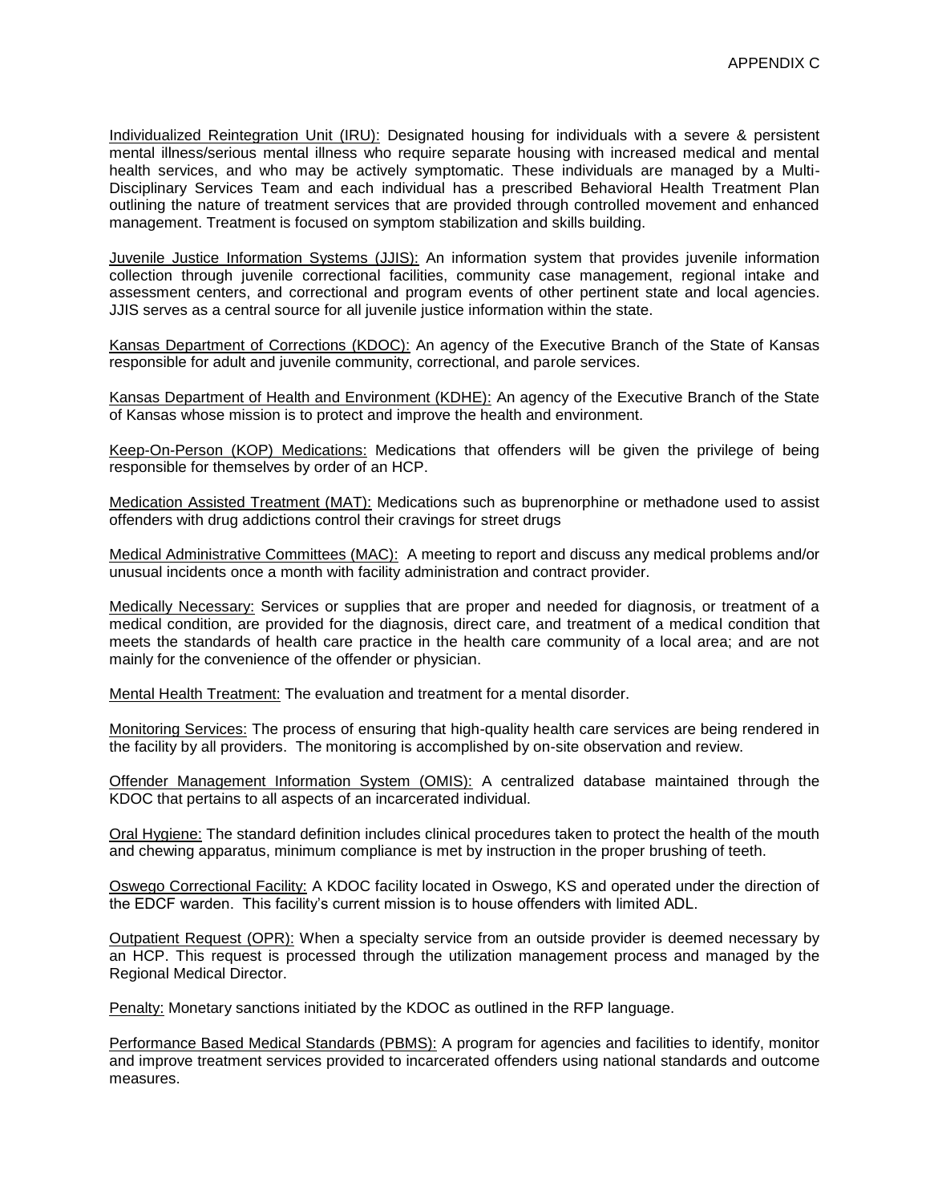Individualized Reintegration Unit (IRU): Designated housing for individuals with a severe & persistent mental illness/serious mental illness who require separate housing with increased medical and mental health services, and who may be actively symptomatic. These individuals are managed by a Multi-Disciplinary Services Team and each individual has a prescribed Behavioral Health Treatment Plan outlining the nature of treatment services that are provided through controlled movement and enhanced management. Treatment is focused on symptom stabilization and skills building.

Juvenile Justice Information Systems (JJIS): An information system that provides juvenile information collection through juvenile correctional facilities, community case management, regional intake and assessment centers, and correctional and program events of other pertinent state and local agencies. JJIS serves as a central source for all juvenile justice information within the state.

Kansas Department of Corrections (KDOC): An agency of the Executive Branch of the State of Kansas responsible for adult and juvenile community, correctional, and parole services.

Kansas Department of Health and Environment (KDHE): An agency of the Executive Branch of the State of Kansas whose mission is to protect and improve the health and environment.

Keep-On-Person (KOP) Medications: Medications that offenders will be given the privilege of being responsible for themselves by order of an HCP.

Medication Assisted Treatment (MAT): Medications such as buprenorphine or methadone used to assist offenders with drug addictions control their cravings for street drugs

Medical Administrative Committees (MAC): A meeting to report and discuss any medical problems and/or unusual incidents once a month with facility administration and contract provider.

Medically Necessary: Services or supplies that are proper and needed for diagnosis, or treatment of a medical condition, are provided for the diagnosis, direct care, and treatment of a medical condition that meets the standards of health care practice in the health care community of a local area; and are not mainly for the convenience of the offender or physician.

Mental Health Treatment: The evaluation and treatment for a mental disorder.

Monitoring Services: The process of ensuring that high-quality health care services are being rendered in the facility by all providers. The monitoring is accomplished by on-site observation and review.

Offender Management Information System (OMIS): A centralized database maintained through the KDOC that pertains to all aspects of an incarcerated individual.

Oral Hygiene: The standard definition includes clinical procedures taken to protect the health of the mouth and chewing apparatus, minimum compliance is met by instruction in the proper brushing of teeth.

Oswego Correctional Facility: A KDOC facility located in Oswego, KS and operated under the direction of the EDCF warden. This facility's current mission is to house offenders with limited ADL.

Outpatient Request (OPR): When a specialty service from an outside provider is deemed necessary by an HCP. This request is processed through the utilization management process and managed by the Regional Medical Director.

Penalty: Monetary sanctions initiated by the KDOC as outlined in the RFP language.

Performance Based Medical Standards (PBMS): A program for agencies and facilities to identify, monitor and improve treatment services provided to incarcerated offenders using national standards and outcome measures.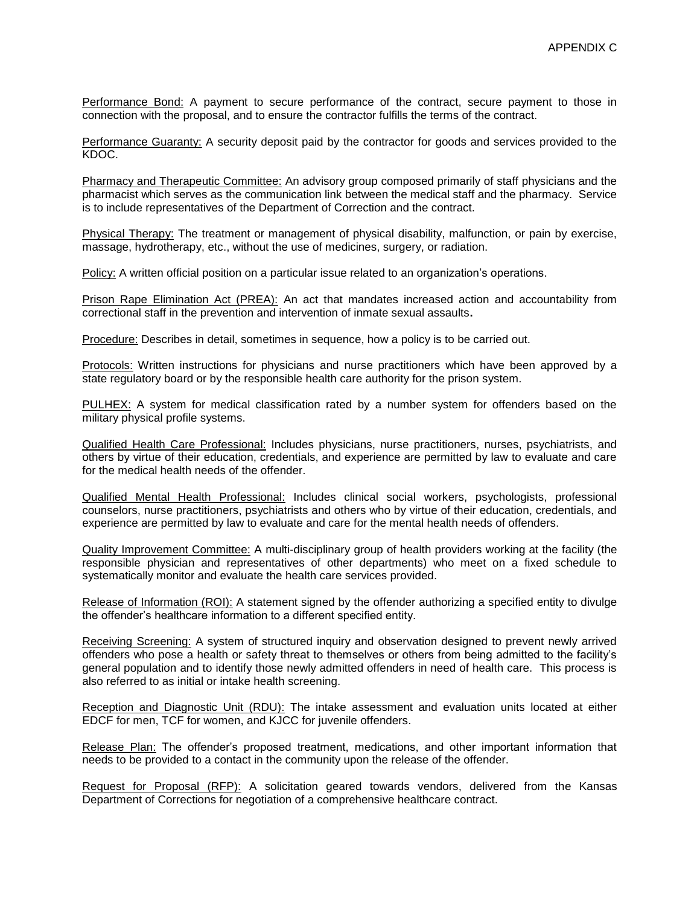Performance Bond: A payment to secure performance of the contract, secure payment to those in connection with the proposal, and to ensure the contractor fulfills the terms of the contract.

Performance Guaranty: A security deposit paid by the contractor for goods and services provided to the KDOC.

Pharmacy and Therapeutic Committee: An advisory group composed primarily of staff physicians and the pharmacist which serves as the communication link between the medical staff and the pharmacy. Service is to include representatives of the Department of Correction and the contract.

Physical Therapy: The treatment or management of physical disability, malfunction, or pain by exercise, massage, hydrotherapy, etc., without the use of medicines, surgery, or radiation.

Policy: A written official position on a particular issue related to an organization's operations.

Prison Rape Elimination Act (PREA): An act that mandates increased action and accountability from correctional staff in the prevention and intervention of inmate sexual assaults**.**

Procedure: Describes in detail, sometimes in sequence, how a policy is to be carried out.

Protocols: Written instructions for physicians and nurse practitioners which have been approved by a state regulatory board or by the responsible health care authority for the prison system.

PULHEX: A system for medical classification rated by a number system for offenders based on the military physical profile systems.

Qualified Health Care Professional: Includes physicians, nurse practitioners, nurses, psychiatrists, and others by virtue of their education, credentials, and experience are permitted by law to evaluate and care for the medical health needs of the offender.

Qualified Mental Health Professional: Includes clinical social workers, psychologists, professional counselors, nurse practitioners, psychiatrists and others who by virtue of their education, credentials, and experience are permitted by law to evaluate and care for the mental health needs of offenders.

Quality Improvement Committee: A multi-disciplinary group of health providers working at the facility (the responsible physician and representatives of other departments) who meet on a fixed schedule to systematically monitor and evaluate the health care services provided.

Release of Information (ROI): A statement signed by the offender authorizing a specified entity to divulge the offender's healthcare information to a different specified entity.

Receiving Screening: A system of structured inquiry and observation designed to prevent newly arrived offenders who pose a health or safety threat to themselves or others from being admitted to the facility's general population and to identify those newly admitted offenders in need of health care. This process is also referred to as initial or intake health screening.

Reception and Diagnostic Unit (RDU): The intake assessment and evaluation units located at either EDCF for men, TCF for women, and KJCC for juvenile offenders.

Release Plan: The offender's proposed treatment, medications, and other important information that needs to be provided to a contact in the community upon the release of the offender.

Request for Proposal (RFP): A solicitation geared towards vendors, delivered from the Kansas Department of Corrections for negotiation of a comprehensive healthcare contract.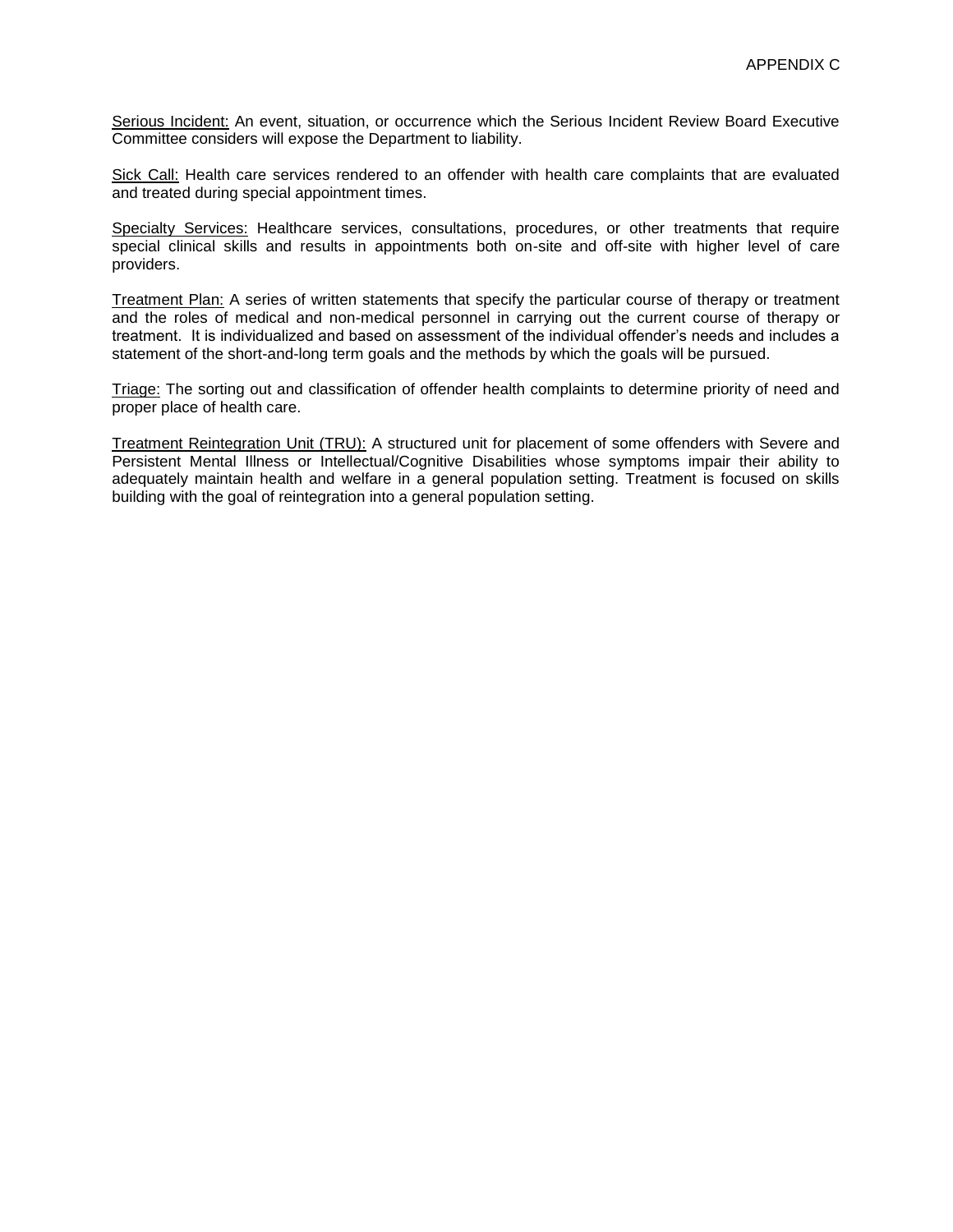Serious Incident: An event, situation, or occurrence which the Serious Incident Review Board Executive Committee considers will expose the Department to liability.

Sick Call: Health care services rendered to an offender with health care complaints that are evaluated and treated during special appointment times.

Specialty Services: Healthcare services, consultations, procedures, or other treatments that require special clinical skills and results in appointments both on-site and off-site with higher level of care providers.

Treatment Plan: A series of written statements that specify the particular course of therapy or treatment and the roles of medical and non-medical personnel in carrying out the current course of therapy or treatment. It is individualized and based on assessment of the individual offender's needs and includes a statement of the short-and-long term goals and the methods by which the goals will be pursued.

Triage: The sorting out and classification of offender health complaints to determine priority of need and proper place of health care.

Treatment Reintegration Unit (TRU): A structured unit for placement of some offenders with Severe and Persistent Mental Illness or Intellectual/Cognitive Disabilities whose symptoms impair their ability to adequately maintain health and welfare in a general population setting. Treatment is focused on skills building with the goal of reintegration into a general population setting.